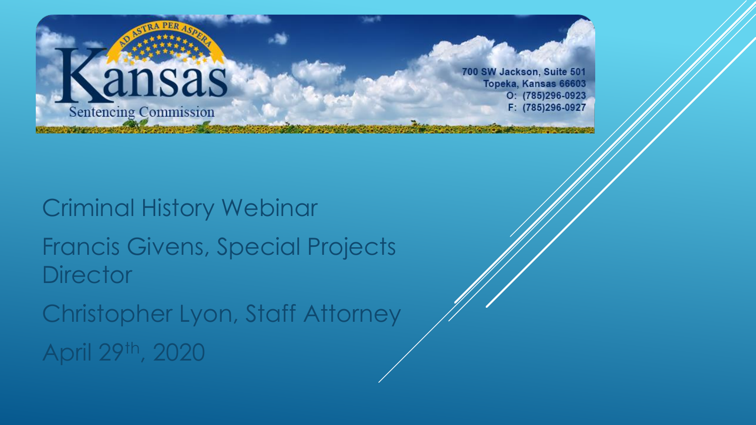Kansas Sentencing Commission

700 SW Jackson, Suite 501
Topeka, Kansas 66603
O: (785)296-0923
F: (785)296-0927

# Criminal History Webinar

Francis Givens, Special Projects Director

Christopher Lyon, Staff Attorney

April 29th, 2020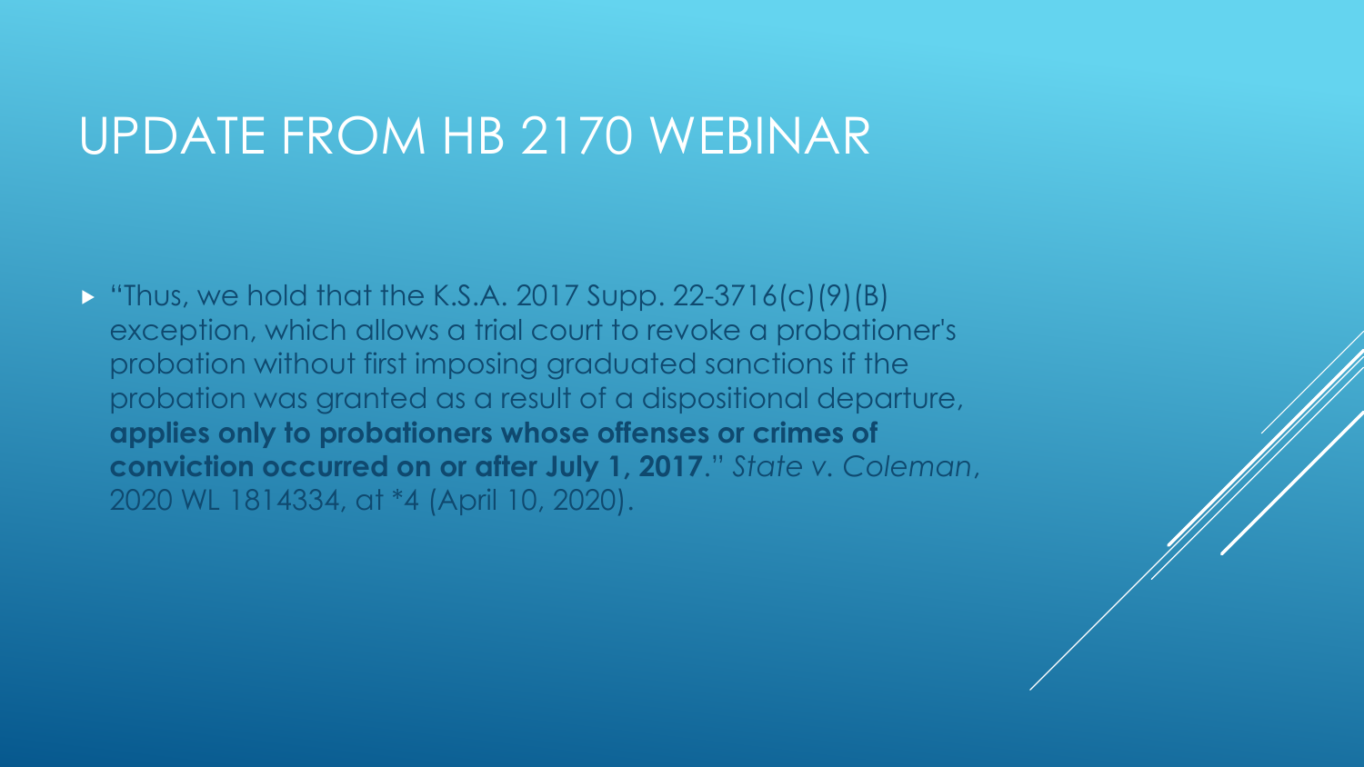# UPDATE FROM HB 2170 WEBINAR

- "Thus, we hold that the K.S.A. 2017 Supp. 22-3716(c)(9)(B) exception, which allows a trial court to revoke a probationer's probation without first imposing graduated sanctions if the probation was granted as a result of a dispositional departure, **applies only to probationers whose offenses or crimes of conviction occurred on or after July 1, 2017**." *State v. Coleman*, 2020 WL 1814334, at *4 (April 10, 2020).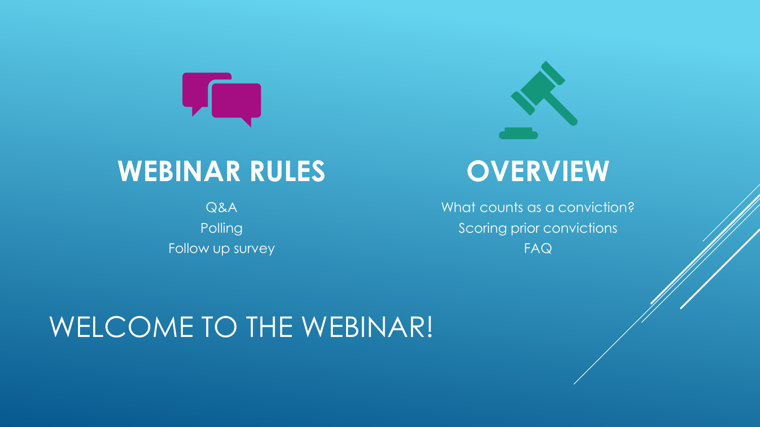## WEBINAR RULES

Q&A
Polling
Follow up survey

## OVERVIEW

What counts as a conviction?
Scoring prior convictions
FAQ

# WELCOME TO THE WEBINAR!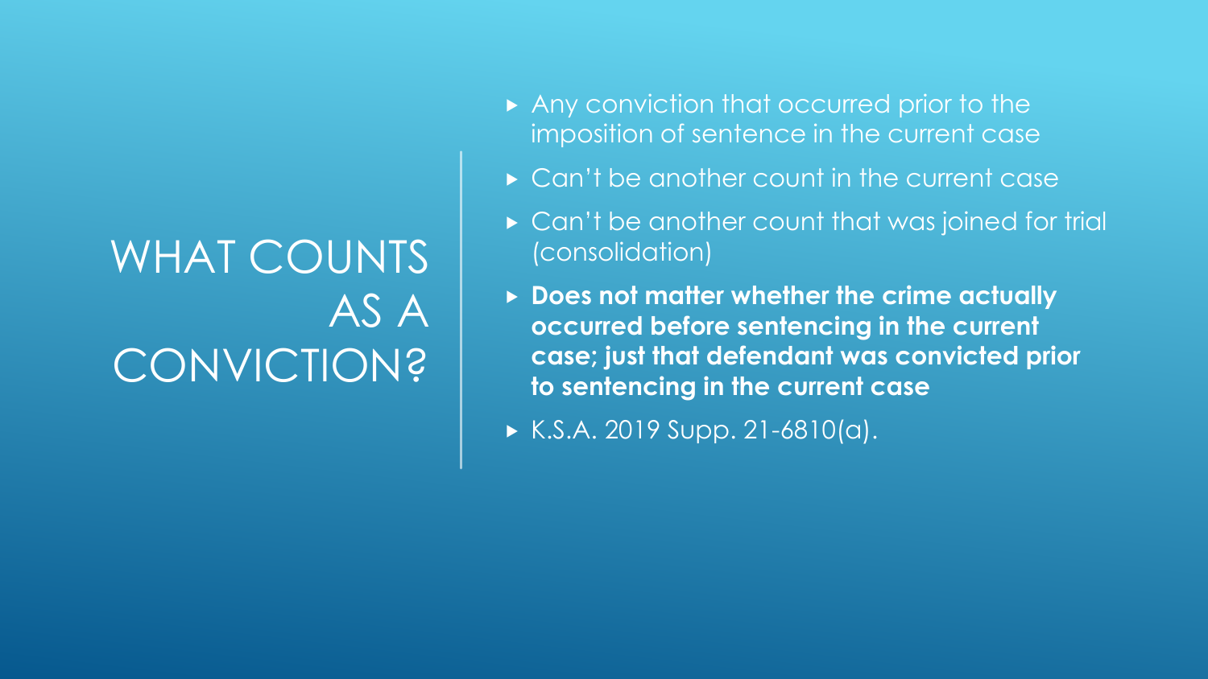# WHAT COUNTS AS A CONVICTION?

- Any conviction that occurred prior to the imposition of sentence in the current case
- Can't be another count in the current case
- Can't be another count that was joined for trial (consolidation)
- **Does not matter whether the crime actually occurred before sentencing in the current case; just that defendant was convicted prior to sentencing in the current case**
- K.S.A. 2019 Supp. 21-6810(a).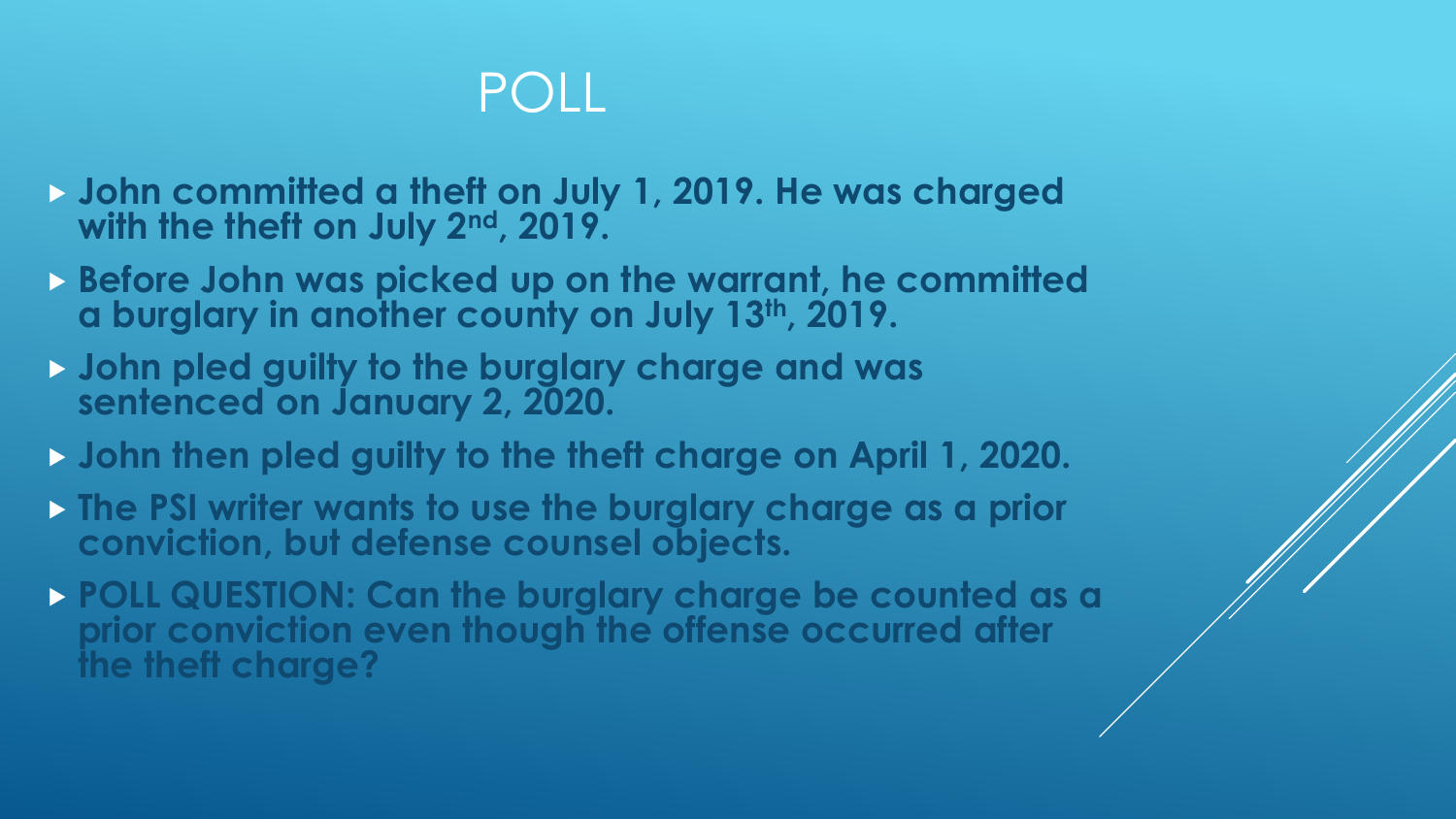# POLL

- **John committed a theft on July 1, 2019. He was charged with the theft on July 2nd, 2019.**
- **Before John was picked up on the warrant, he committed a burglary in another county on July 13th, 2019.**
- **John pled guilty to the burglary charge and was sentenced on January 2, 2020.**
- **John then pled guilty to the theft charge on April 1, 2020.**
- **The PSI writer wants to use the burglary charge as a prior conviction, but defense counsel objects.**
- **POLL QUESTION: Can the burglary charge be counted as a prior conviction even though the offense occurred after the theft charge?**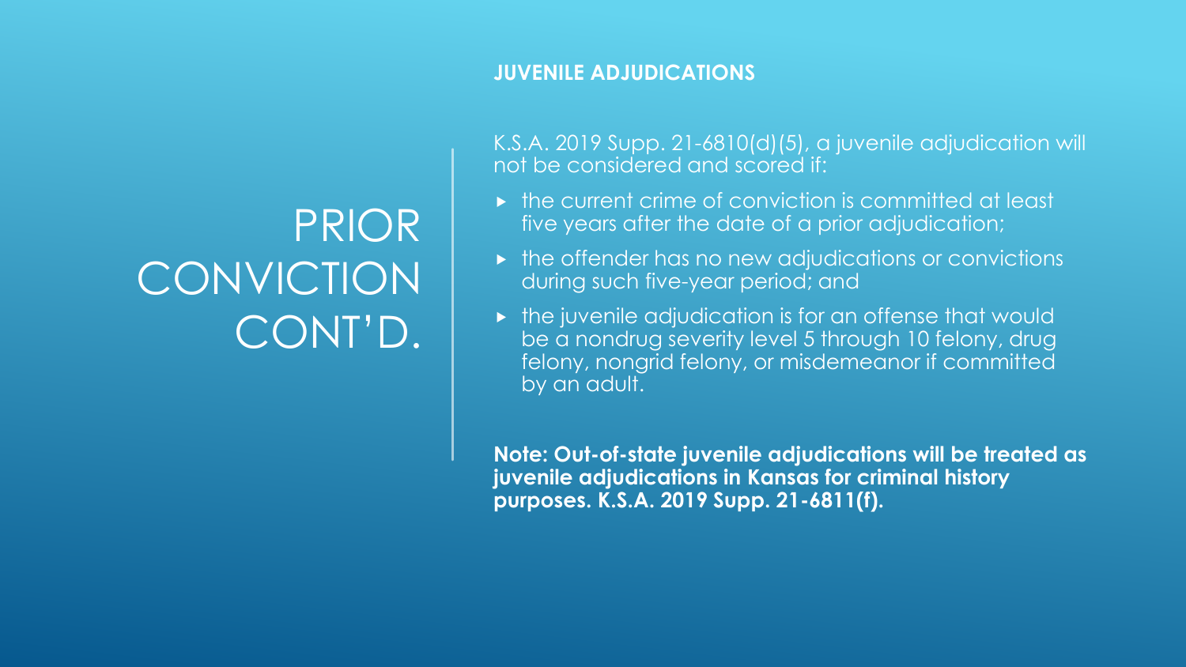# PRIOR CONVICTION CONT'D.

**JUVENILE ADJUDICATIONS**

K.S.A. 2019 Supp. 21-6810(d)(5), a juvenile adjudication will not be considered and scored if:

- the current crime of conviction is committed at least five years after the date of a prior adjudication;
- the offender has no new adjudications or convictions during such five-year period; and
- the juvenile adjudication is for an offense that would be a nondrug severity level 5 through 10 felony, drug felony, nongrid felony, or misdemeanor if committed by an adult.

**Note: Out-of-state juvenile adjudications will be treated as juvenile adjudications in Kansas for criminal history purposes. K.S.A. 2019 Supp. 21-6811(f).**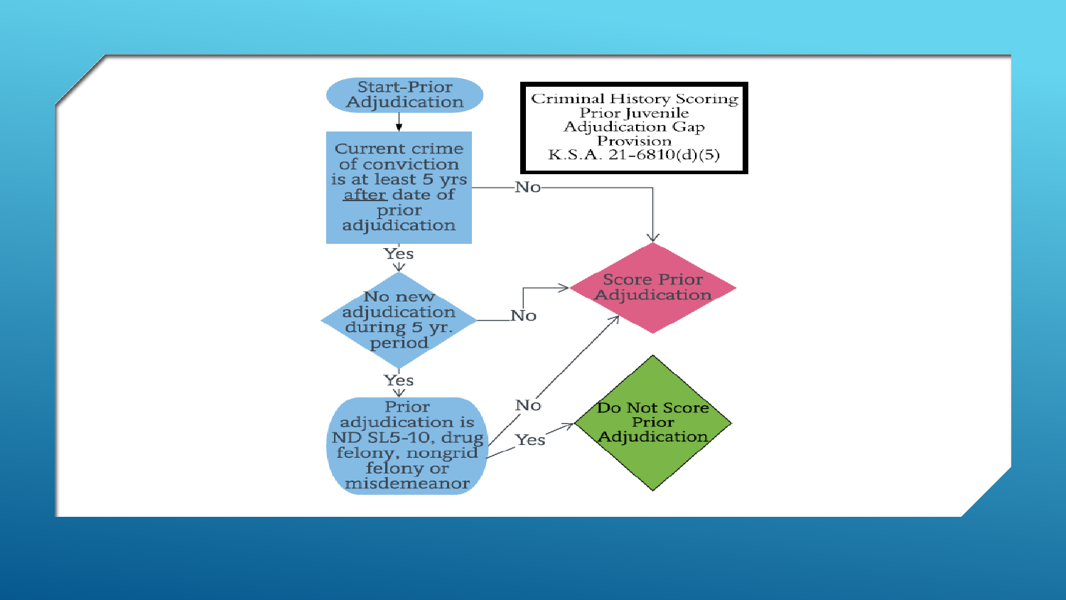## Criminal History Scoring Prior Juvenile Adjudication Gap Provision K.S.A. 21-6810(d)(5)

**Start-Prior Adjudication**

1. Current crime of conviction is at least 5 yrs <u>after</u> date of prior adjudication
   - No → **Score Prior Adjudication**
   - Yes → next step
2. No new adjudication during 5 yr. period
   - No → **Score Prior Adjudication**
   - Yes → next step
3. Prior adjudication is ND SL5-10, drug felony, nongrid felony or misdemeanor
   - No → **Score Prior Adjudication**
   - Yes → **Do Not Score Prior Adjudication**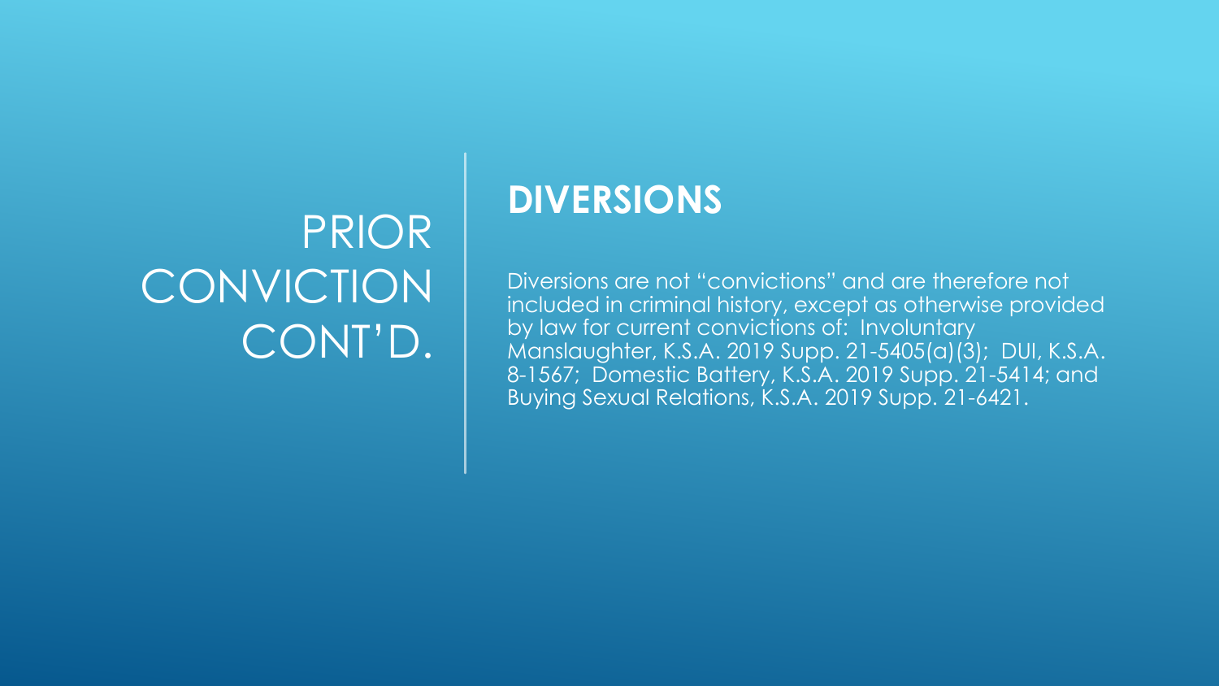# PRIOR CONVICTION CONT'D.

## DIVERSIONS

Diversions are not "convictions" and are therefore not included in criminal history, except as otherwise provided by law for current convictions of: Involuntary Manslaughter, K.S.A. 2019 Supp. 21-5405(a)(3); DUI, K.S.A. 8-1567; Domestic Battery, K.S.A. 2019 Supp. 21-5414; and Buying Sexual Relations, K.S.A. 2019 Supp. 21-6421.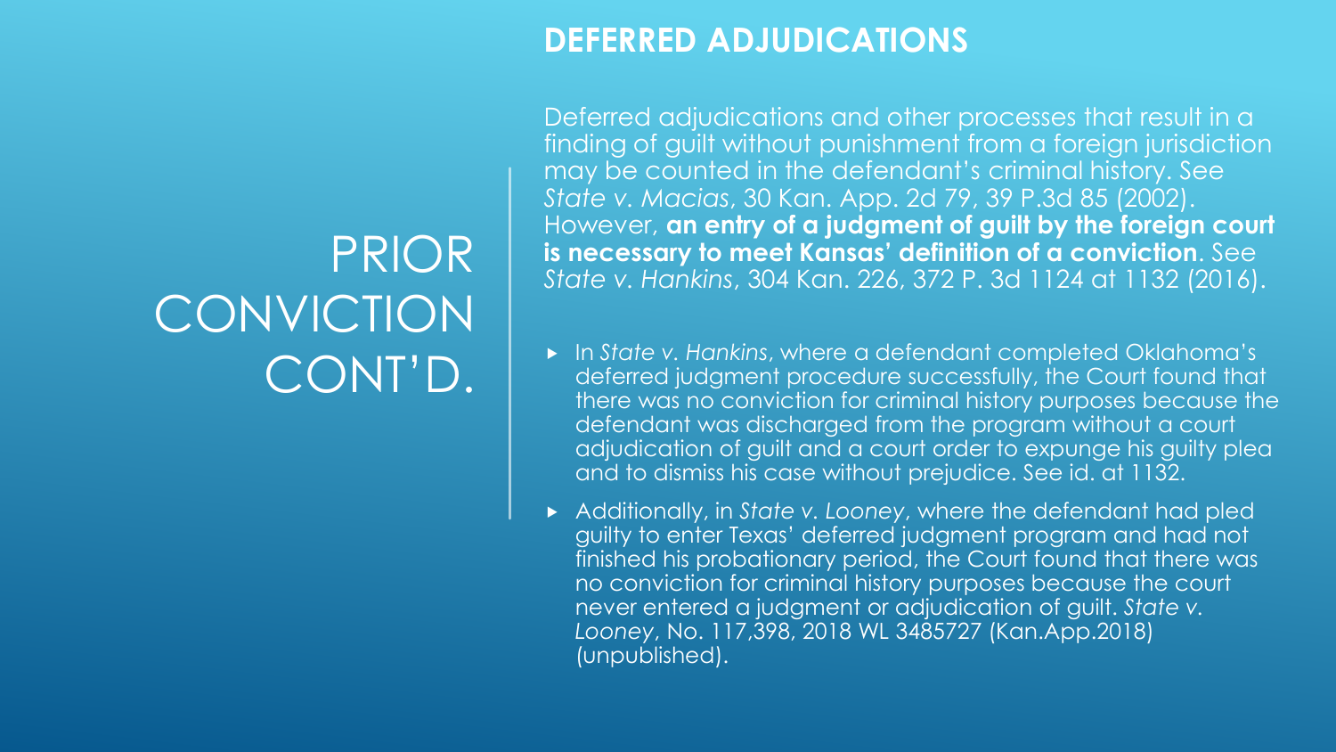# PRIOR CONVICTION CONT'D.

## DEFERRED ADJUDICATIONS

Deferred adjudications and other processes that result in a finding of guilt without punishment from a foreign jurisdiction may be counted in the defendant's criminal history. See *State v. Macias*, 30 Kan. App. 2d 79, 39 P.3d 85 (2002). However, **an entry of a judgment of guilt by the foreign court is necessary to meet Kansas' definition of a conviction**. See *State v. Hankins*, 304 Kan. 226, 372 P. 3d 1124 at 1132 (2016).

- In *State v. Hankins*, where a defendant completed Oklahoma's deferred judgment procedure successfully, the Court found that there was no conviction for criminal history purposes because the defendant was discharged from the program without a court adjudication of guilt and a court order to expunge his guilty plea and to dismiss his case without prejudice. See id. at 1132.
- Additionally, in *State v. Looney*, where the defendant had pled guilty to enter Texas' deferred judgment program and had not finished his probationary period, the Court found that there was no conviction for criminal history purposes because the court never entered a judgment or adjudication of guilt. *State v. Looney*, No. 117,398, 2018 WL 3485727 (Kan.App.2018) (unpublished).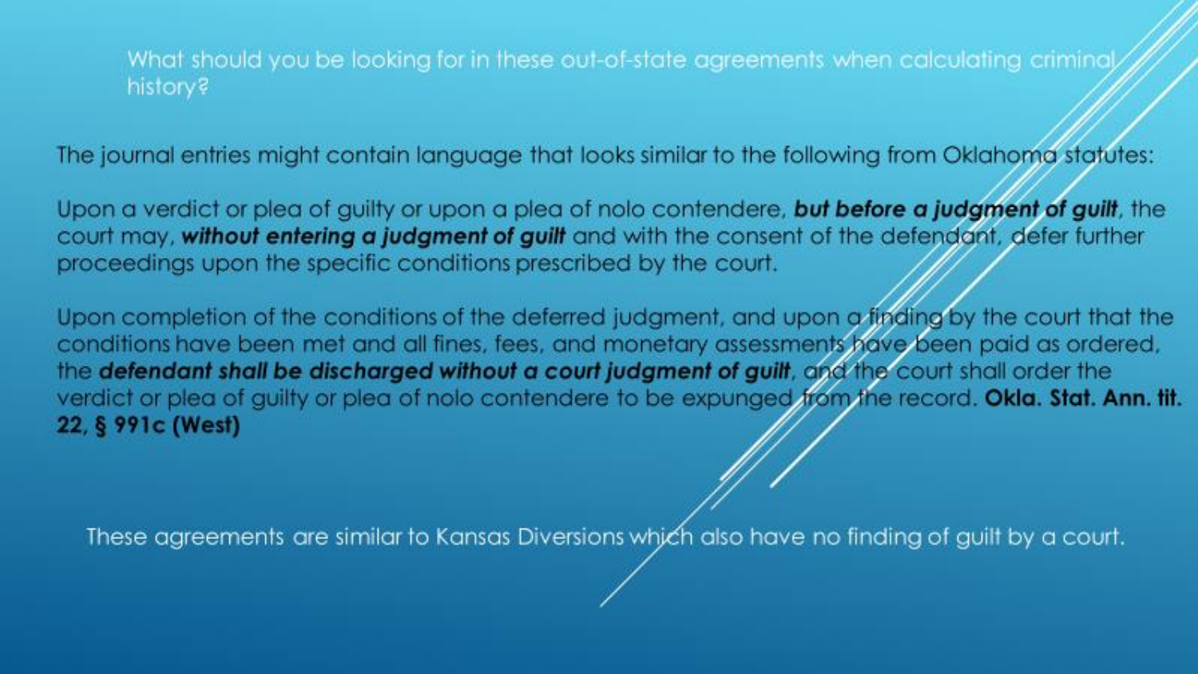## What should you be looking for in these out-of-state agreements when calculating criminal history?

The journal entries might contain language that looks similar to the following from Oklahoma statutes:

Upon a verdict or plea of guilty or upon a plea of nolo contendere, ***but before a judgment of guilt***, the court may, ***without entering a judgment of guilt*** and with the consent of the defendant, defer further proceedings upon the specific conditions prescribed by the court.

Upon completion of the conditions of the deferred judgment, and upon a finding by the court that the conditions have been met and all fines, fees, and monetary assessments have been paid as ordered, the ***defendant shall be discharged without a court judgment of guilt***, and the court shall order the verdict or plea of guilty or plea of nolo contendere to be expunged from the record. **Okla. Stat. Ann. tit. 22, § 991c (West)**

These agreements are similar to Kansas Diversions which also have no finding of guilt by a court.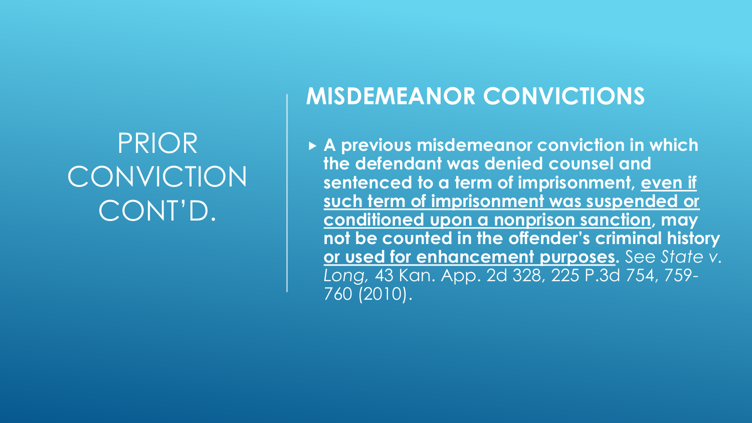# PRIOR CONVICTION CONT'D.

## MISDEMEANOR CONVICTIONS

- **A previous misdemeanor conviction in which the defendant was denied counsel and sentenced to a term of imprisonment, <u>even if such term of imprisonment was suspended or conditioned upon a nonprison sanction</u>, may not be counted in the offender's criminal history <u>or used for enhancement purposes</u>.** See *State v. Long*, 43 Kan. App. 2d 328, 225 P.3d 754, 759-760 (2010).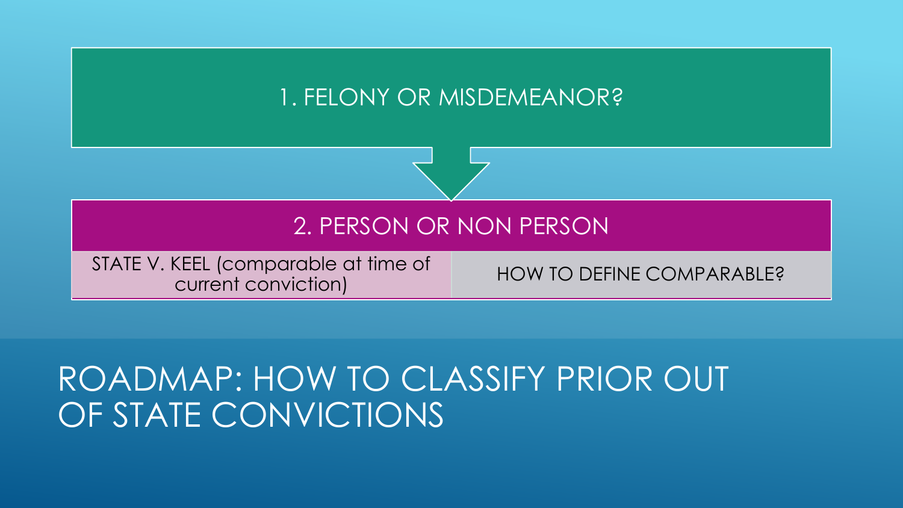# ROADMAP: HOW TO CLASSIFY PRIOR OUT OF STATE CONVICTIONS

1. FELONY OR MISDEMEANOR?

2. PERSON OR NON PERSON

| STATE V. KEEL (comparable at time of current conviction) | HOW TO DEFINE COMPARABLE? |
| --- | --- |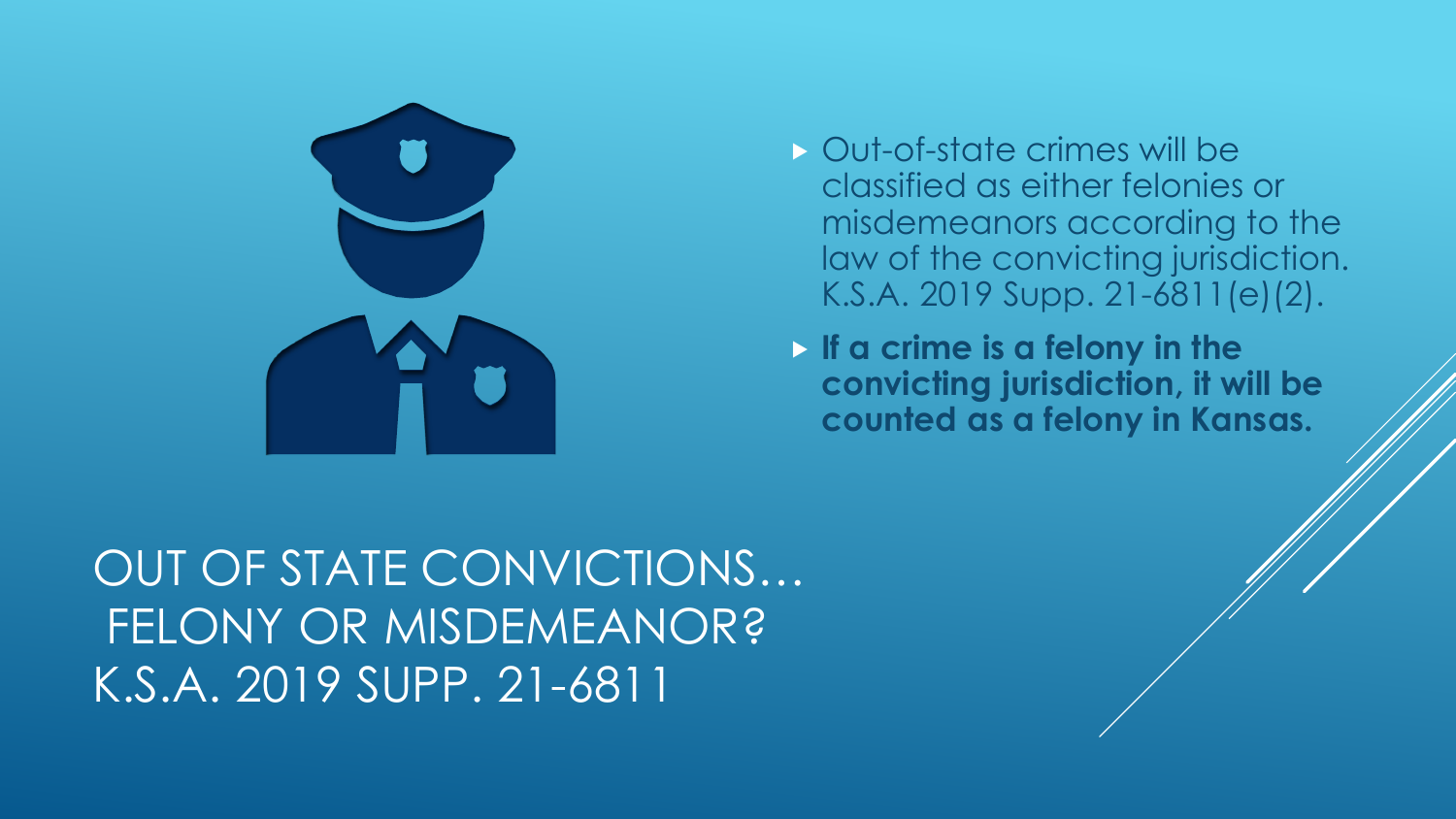# OUT OF STATE CONVICTIONS… FELONY OR MISDEMEANOR? K.S.A. 2019 SUPP. 21-6811

- Out-of-state crimes will be classified as either felonies or misdemeanors according to the law of the convicting jurisdiction. K.S.A. 2019 Supp. 21-6811(e)(2).
- **If a crime is a felony in the convicting jurisdiction, it will be counted as a felony in Kansas.**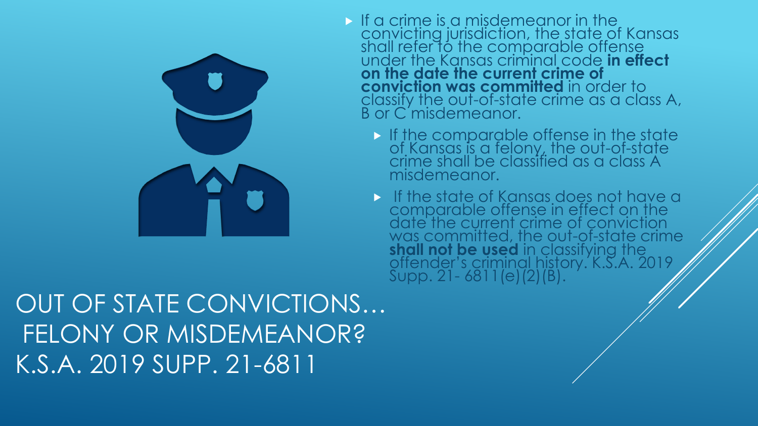# OUT OF STATE CONVICTIONS… FELONY OR MISDEMEANOR? K.S.A. 2019 SUPP. 21-6811

- If a crime is a misdemeanor in the convicting jurisdiction, the state of Kansas shall refer to the comparable offense under the Kansas criminal code **in effect on the date the current crime of conviction was committed** in order to classify the out-of-state crime as a class A, B or C misdemeanor.
  - If the comparable offense in the state of Kansas is a felony, the out-of-state crime shall be classified as a class A misdemeanor.
  - If the state of Kansas does not have a comparable offense in effect on the date the current crime of conviction was committed, the out-of-state crime **shall not be used** in classifying the offender's criminal history. K.S.A. 2019 Supp. 21- 6811(e)(2)(B).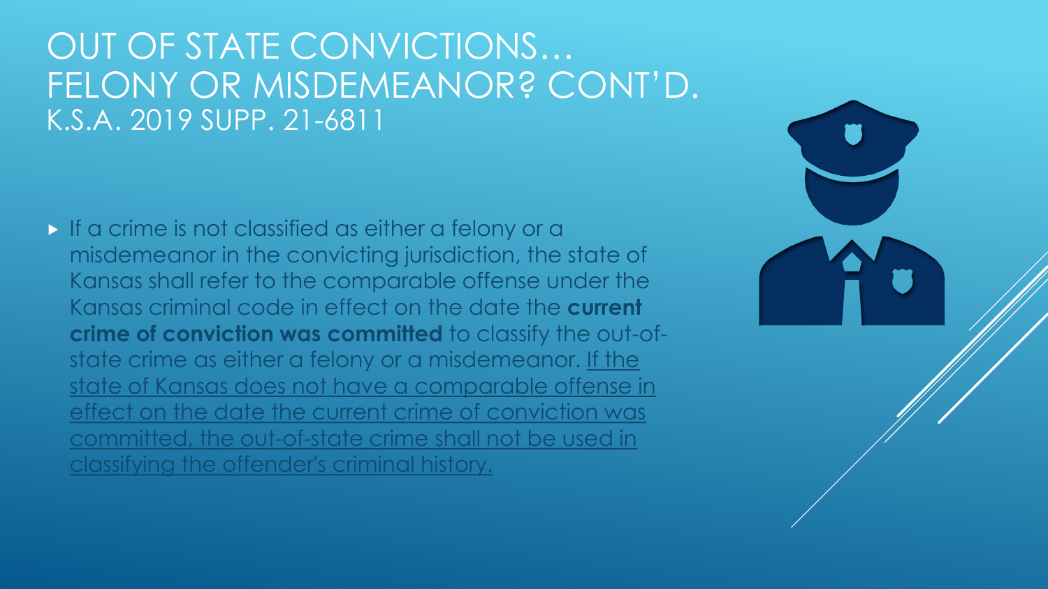# OUT OF STATE CONVICTIONS… FELONY OR MISDEMEANOR? CONT'D.
## K.S.A. 2019 SUPP. 21-6811

- If a crime is not classified as either a felony or a misdemeanor in the convicting jurisdiction, the state of Kansas shall refer to the comparable offense under the Kansas criminal code in effect on the date the **current crime of conviction was committed** to classify the out-of-state crime as either a felony or a misdemeanor. <u>If the state of Kansas does not have a comparable offense in effect on the date the current crime of conviction was committed, the out-of-state crime shall not be used in classifying the offender's criminal history.</u>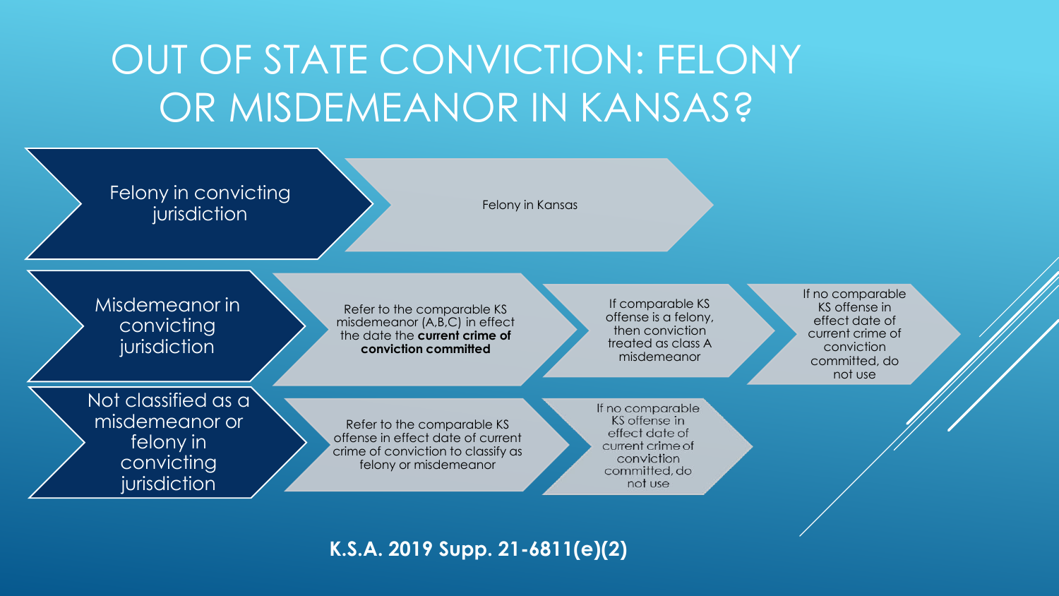# OUT OF STATE CONVICTION: FELONY OR MISDEMEANOR IN KANSAS?

- **Felony in convicting jurisdiction** → Felony in Kansas
- **Misdemeanor in convicting jurisdiction** → Refer to the comparable KS misdemeanor (A,B,C) in effect the date the **current crime of conviction committed** → If comparable KS offense is a felony, then conviction treated as class A misdemeanor → If no comparable KS offense in effect date of current crime of conviction committed, do not use
- **Not classified as a misdemeanor or felony in convicting jurisdiction** → Refer to the comparable KS offense in effect date of current crime of conviction to classify as felony or misdemeanor → If no comparable KS offense in effect date of current crime of conviction committed, do not use

**K.S.A. 2019 Supp. 21-6811(e)(2)**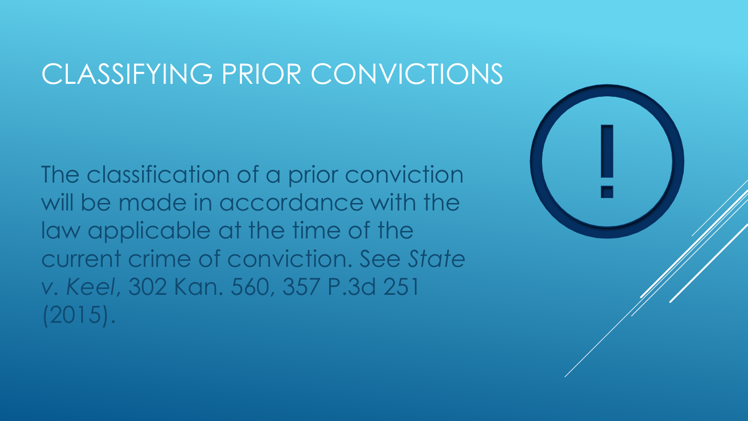# CLASSIFYING PRIOR CONVICTIONS

The classification of a prior conviction will be made in accordance with the law applicable at the time of the current crime of conviction. *See State v. Keel*, 302 Kan. 560, 357 P.3d 251 (2015).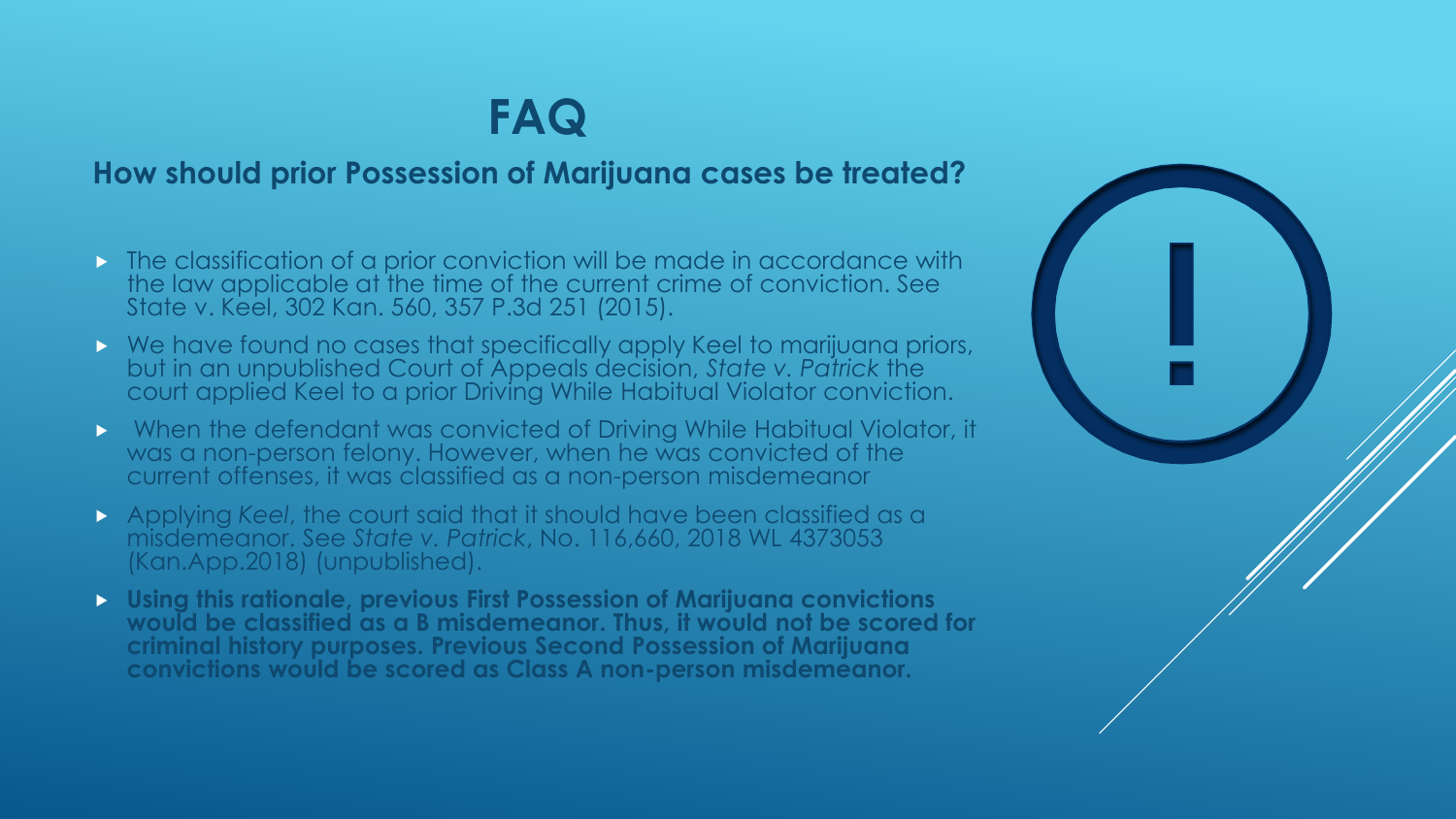# FAQ

## How should prior Possession of Marijuana cases be treated?

- The classification of a prior conviction will be made in accordance with the law applicable at the time of the current crime of conviction. See State v. Keel, 302 Kan. 560, 357 P.3d 251 (2015).
- We have found no cases that specifically apply Keel to marijuana priors, but in an unpublished Court of Appeals decision, *State v. Patrick* the court applied Keel to a prior Driving While Habitual Violator conviction.
- When the defendant was convicted of Driving While Habitual Violator, it was a non-person felony. However, when he was convicted of the current offenses, it was classified as a non-person misdemeanor
- Applying *Keel*, the court said that it should have been classified as a misdemeanor. See *State v. Patrick*, No. 116,660, 2018 WL 4373053 (Kan.App.2018) (unpublished).
- **Using this rationale, previous First Possession of Marijuana convictions would be classified as a B misdemeanor. Thus, it would not be scored for criminal history purposes. Previous Second Possession of Marijuana convictions would be scored as Class A non-person misdemeanor.**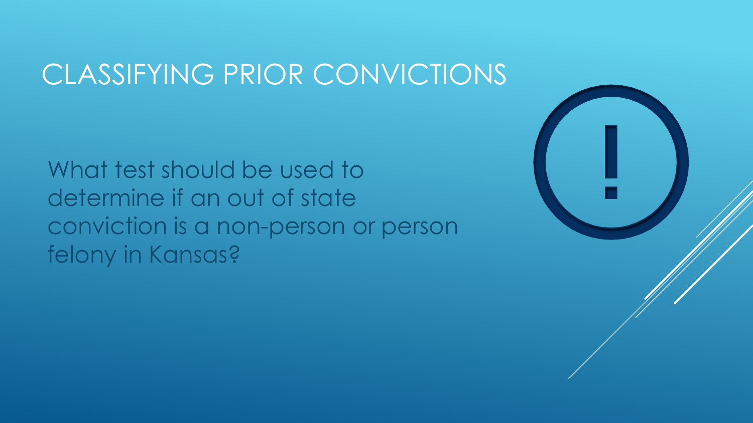# CLASSIFYING PRIOR CONVICTIONS

What test should be used to determine if an out of state conviction is a non-person or person felony in Kansas?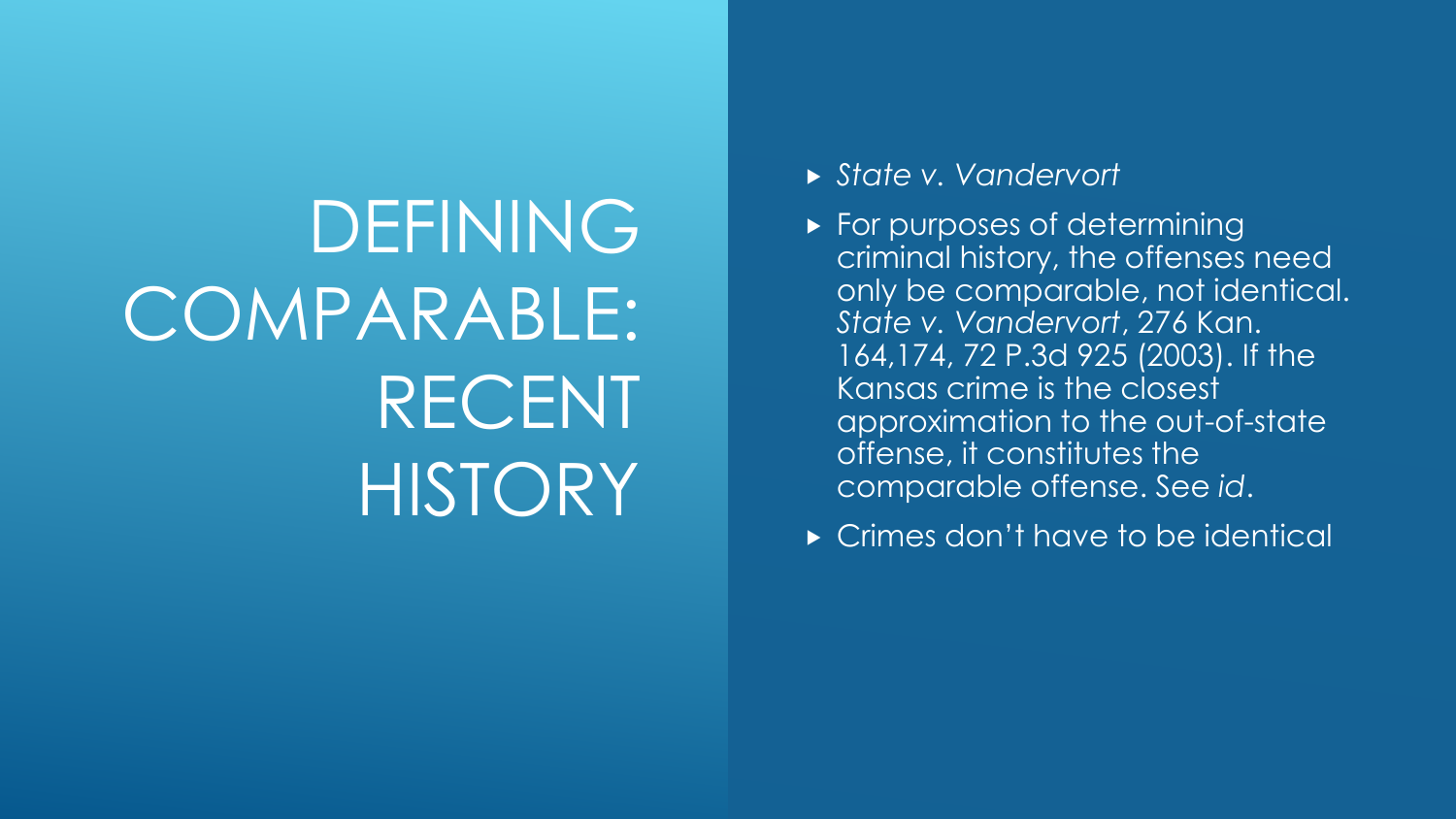# DEFINING COMPARABLE: RECENT HISTORY

- *State v. Vandervort*
- For purposes of determining criminal history, the offenses need only be comparable, not identical. *State v. Vandervort*, 276 Kan. 164,174, 72 P.3d 925 (2003). If the Kansas crime is the closest approximation to the out-of-state offense, it constitutes the comparable offense. See *id*.
- Crimes don't have to be identical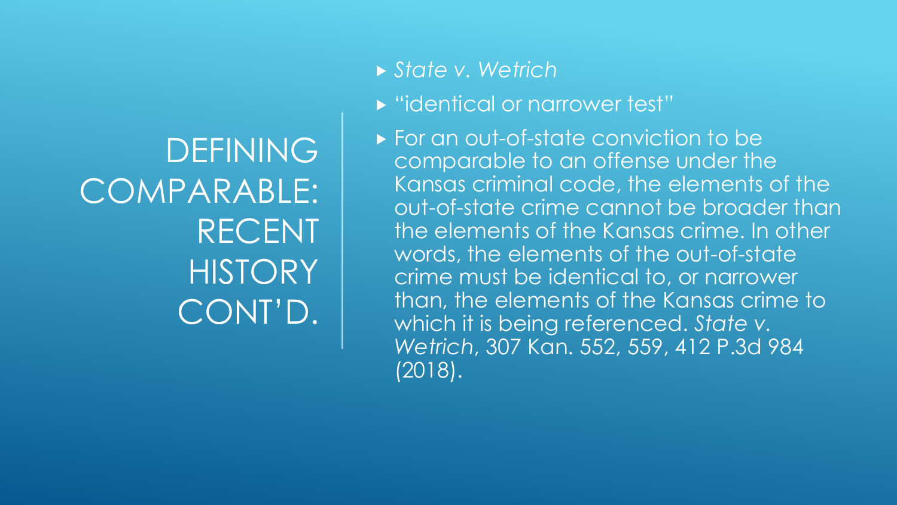# DEFINING COMPARABLE: RECENT HISTORY CONT'D.

- *State v. Wetrich*
- "identical or narrower test"
- For an out-of-state conviction to be comparable to an offense under the Kansas criminal code, the elements of the out-of-state crime cannot be broader than the elements of the Kansas crime. In other words, the elements of the out-of-state crime must be identical to, or narrower than, the elements of the Kansas crime to which it is being referenced. *State v. Wetrich*, 307 Kan. 552, 559, 412 P.3d 984 (2018).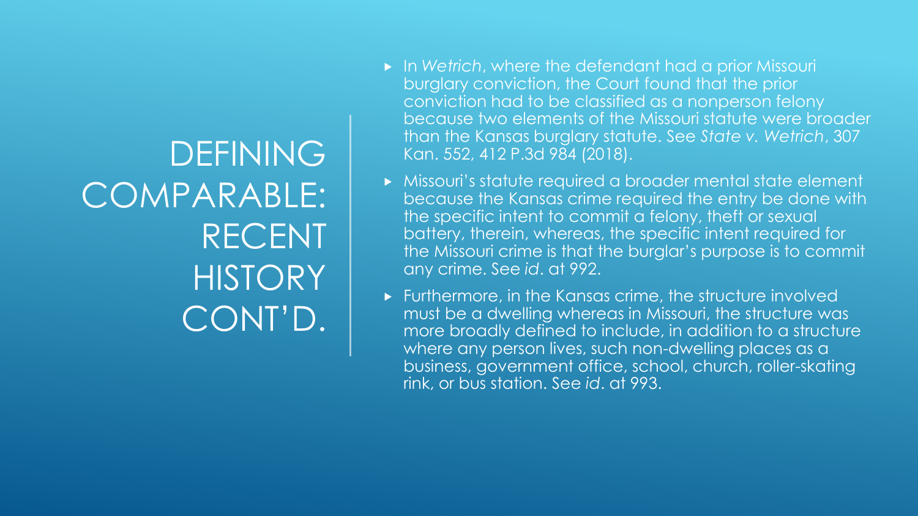# DEFINING COMPARABLE: RECENT HISTORY CONT'D.

- In *Wetrich*, where the defendant had a prior Missouri burglary conviction, the Court found that the prior conviction had to be classified as a nonperson felony because two elements of the Missouri statute were broader than the Kansas burglary statute. See *State v. Wetrich*, 307 Kan. 552, 412 P.3d 984 (2018).
- Missouri's statute required a broader mental state element because the Kansas crime required the entry be done with the specific intent to commit a felony, theft or sexual battery, therein, whereas, the specific intent required for the Missouri crime is that the burglar's purpose is to commit any crime. See *id*. at 992.
- Furthermore, in the Kansas crime, the structure involved must be a dwelling whereas in Missouri, the structure was more broadly defined to include, in addition to a structure where any person lives, such non-dwelling places as a business, government office, school, church, roller-skating rink, or bus station. See *id*. at 993.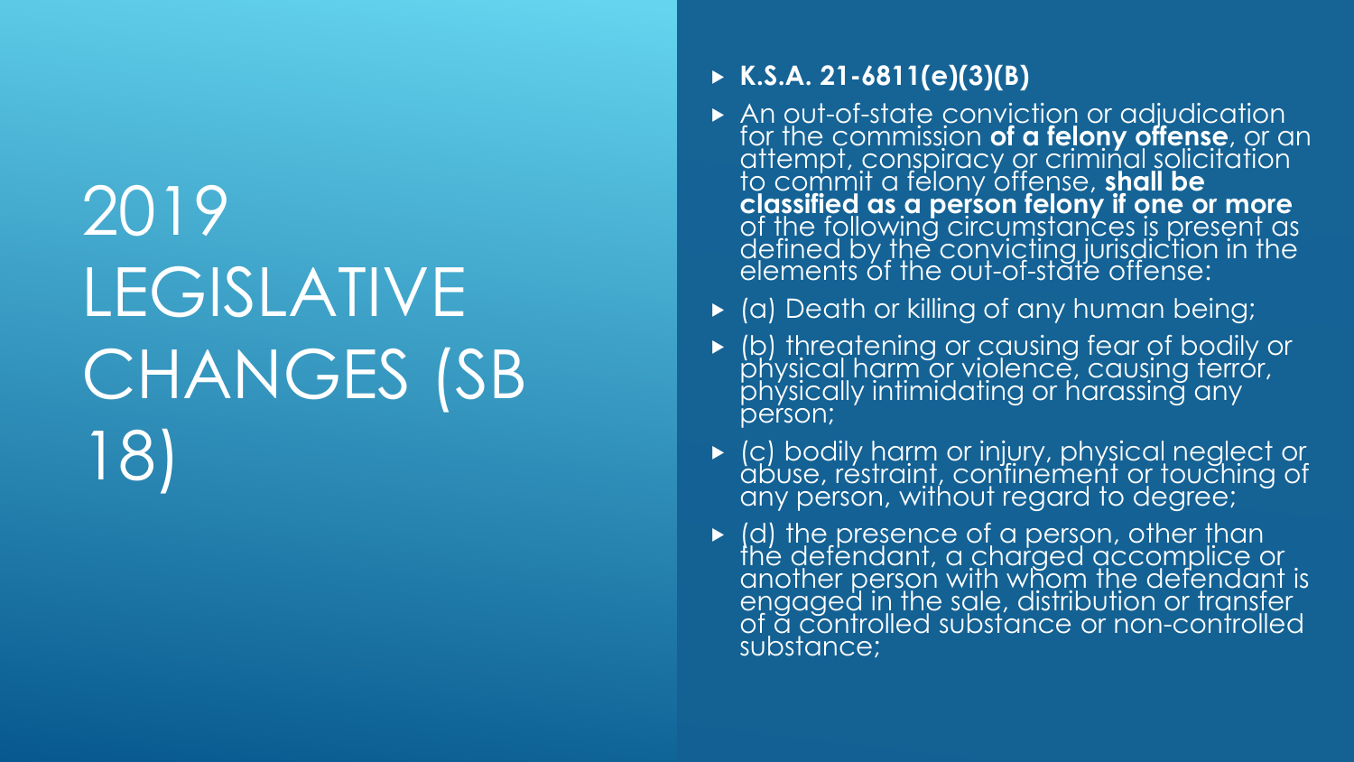# 2019 LEGISLATIVE CHANGES (SB 18)

- **K.S.A. 21-6811(e)(3)(B)**
- An out-of-state conviction or adjudication for the commission **of a felony offense**, or an attempt, conspiracy or criminal solicitation to commit a felony offense, **shall be classified as a person felony if one or more** of the following circumstances is present as defined by the convicting jurisdiction in the elements of the out-of-state offense:
- (a) Death or killing of any human being;
- (b) threatening or causing fear of bodily or physical harm or violence, causing terror, physically intimidating or harassing any person;
- (c) bodily harm or injury, physical neglect or abuse, restraint, confinement or touching of any person, without regard to degree;
- (d) the presence of a person, other than the defendant, a charged accomplice or another person with whom the defendant is engaged in the sale, distribution or transfer of a controlled substance or non-controlled substance;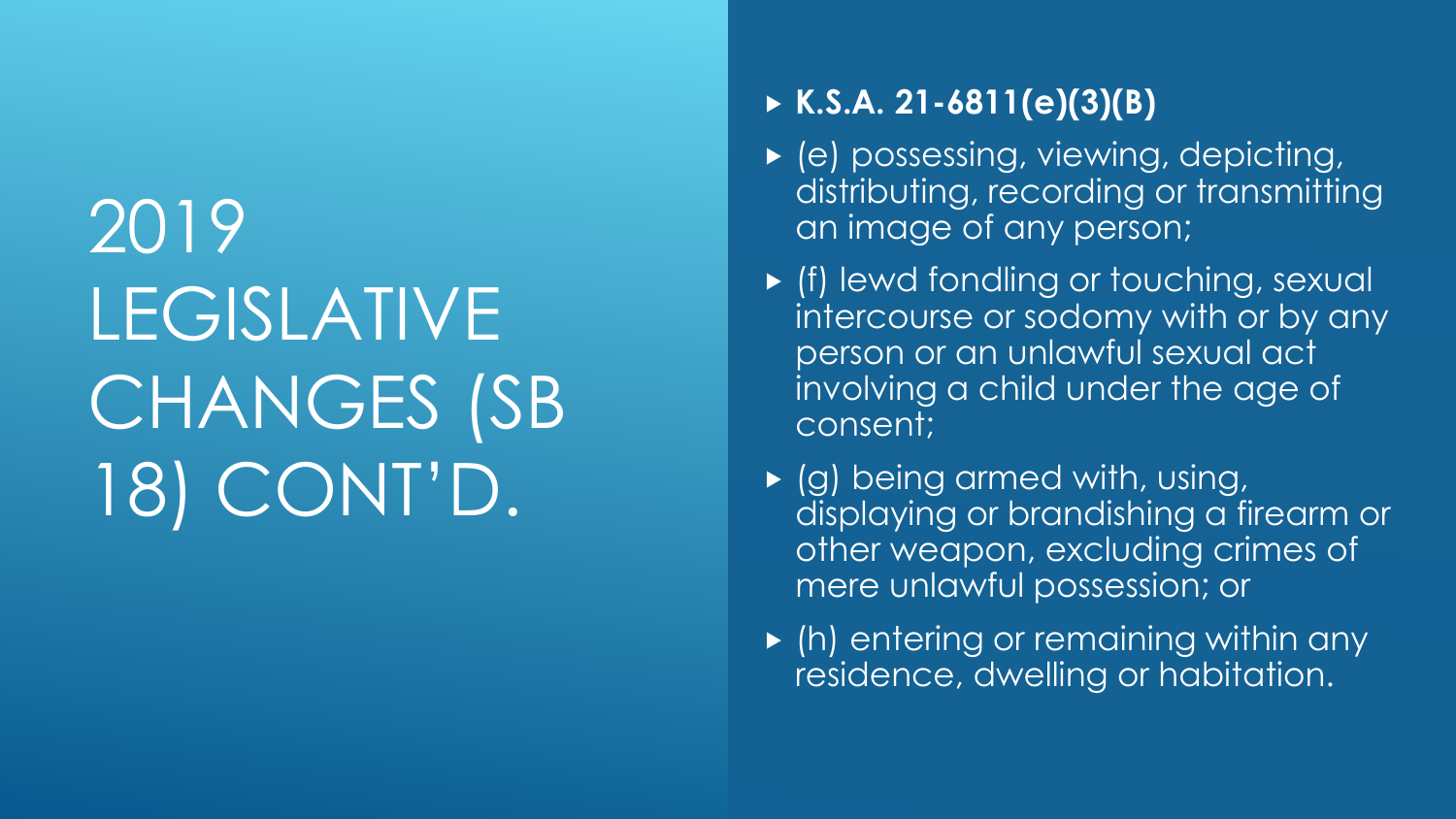# 2019 LEGISLATIVE CHANGES (SB 18) CONT'D.

- **K.S.A. 21-6811(e)(3)(B)**
- (e) possessing, viewing, depicting, distributing, recording or transmitting an image of any person;
- (f) lewd fondling or touching, sexual intercourse or sodomy with or by any person or an unlawful sexual act involving a child under the age of consent;
- (g) being armed with, using, displaying or brandishing a firearm or other weapon, excluding crimes of mere unlawful possession; or
- (h) entering or remaining within any residence, dwelling or habitation.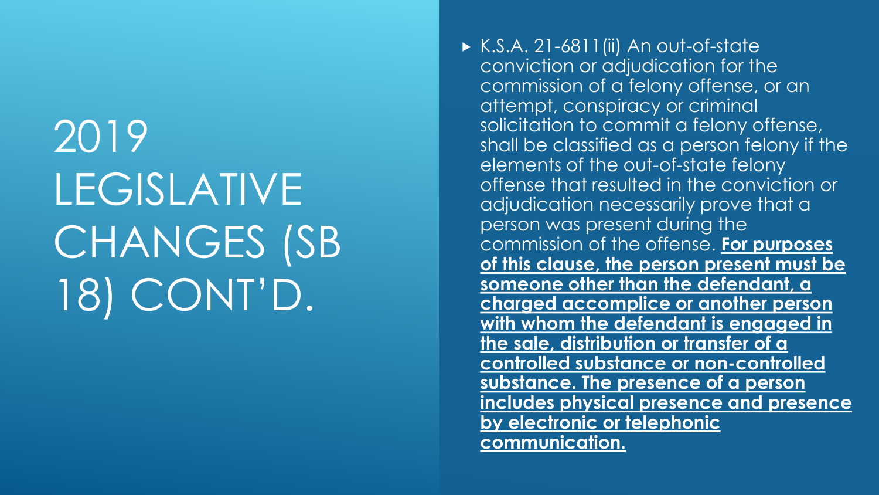# 2019 LEGISLATIVE CHANGES (SB 18) CONT'D.

- K.S.A. 21-6811(ii) An out-of-state conviction or adjudication for the commission of a felony offense, or an attempt, conspiracy or criminal solicitation to commit a felony offense, shall be classified as a person felony if the elements of the out-of-state felony offense that resulted in the conviction or adjudication necessarily prove that a person was present during the commission of the offense. **For purposes of this clause, the person present must be someone other than the defendant, a charged accomplice or another person with whom the defendant is engaged in the sale, distribution or transfer of a controlled substance or non-controlled substance. The presence of a person includes physical presence and presence by electronic or telephonic communication.**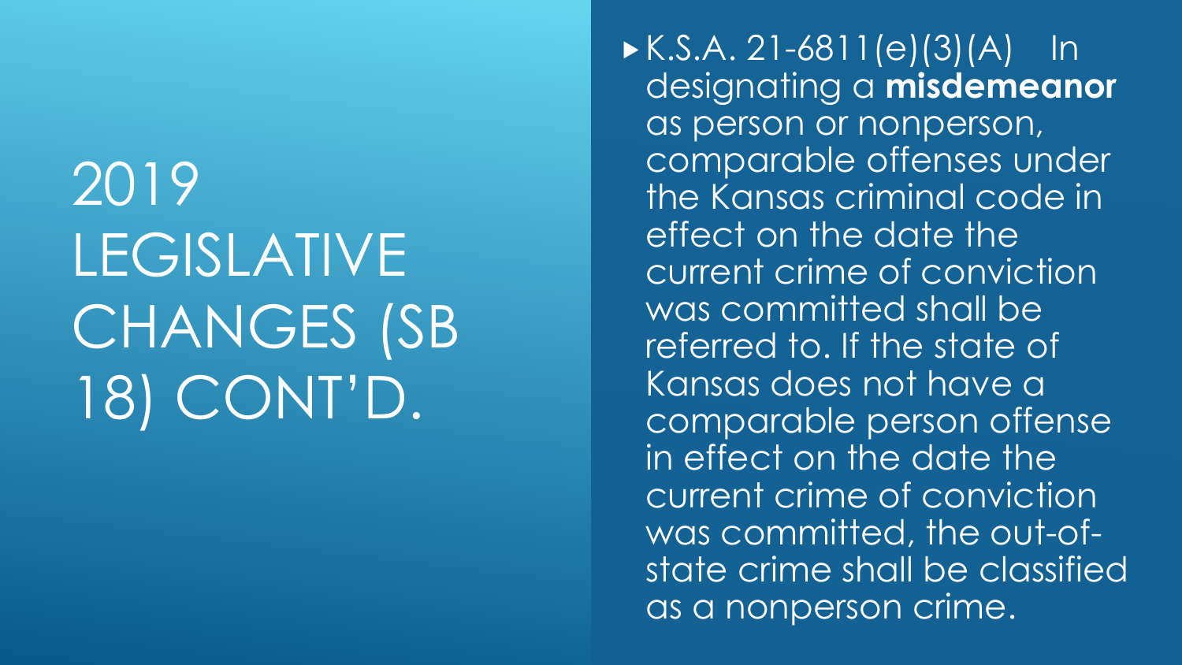# 2019 LEGISLATIVE CHANGES (SB 18) CONT'D.

- K.S.A. 21-6811(e)(3)(A) In designating a **misdemeanor** as person or nonperson, comparable offenses under the Kansas criminal code in effect on the date the current crime of conviction was committed shall be referred to. If the state of Kansas does not have a comparable person offense in effect on the date the current crime of conviction was committed, the out-of-state crime shall be classified as a nonperson crime.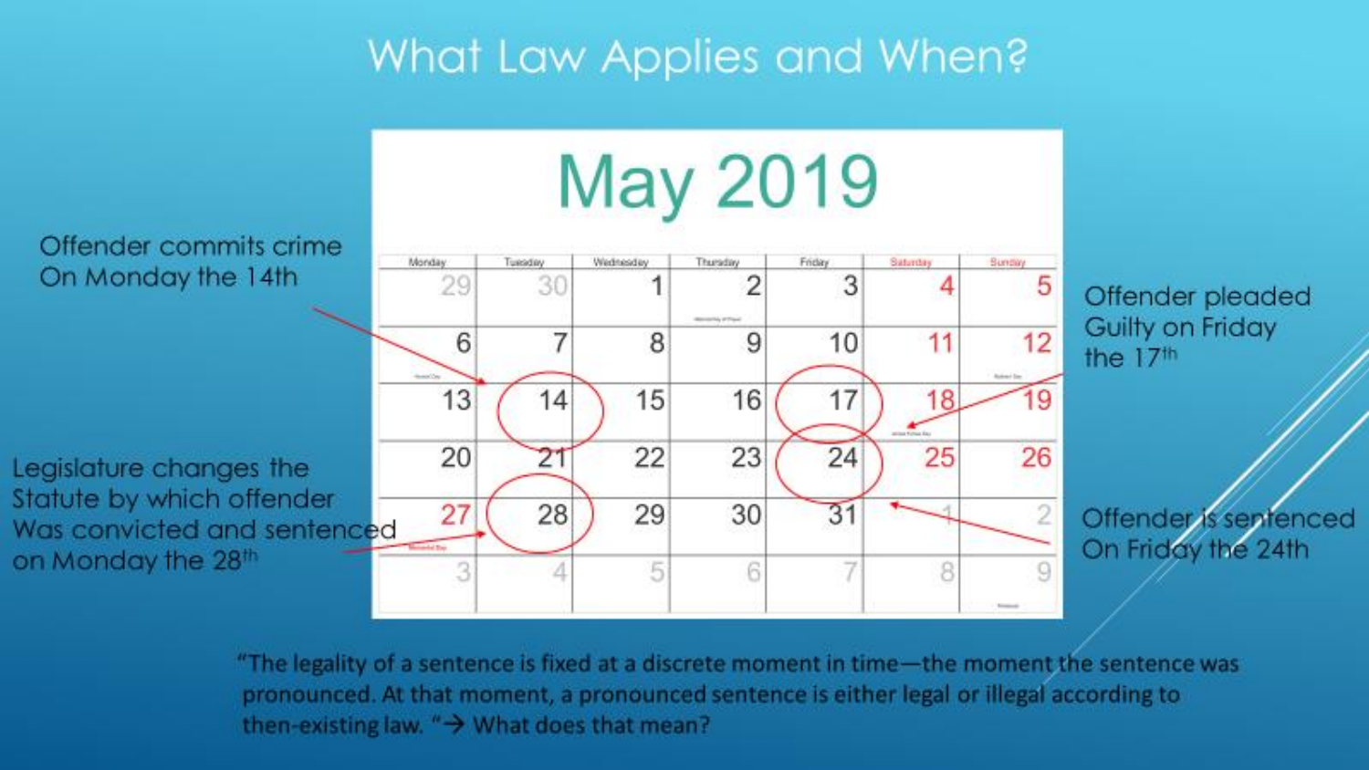# What Law Applies and When?

## May 2019

| Monday | Tuesday | Wednesday | Thursday | Friday | Saturday | Sunday |
|---|---|---|---|---|---|---|
| 29 | 30 | 1 | 2 | 3 | 4 | 5 |
| 6 | 7 | 8 | 9 | 10 | 11 | 12 |
| 13 | 14 | 15 | 16 | 17 | 18 | 19 |
| 20 | 21 | 22 | 23 | 24 | 25 | 26 |
| 27 | 28 | 29 | 30 | 31 | 1 | 2 |
| 3 | 4 | 5 | 6 | 7 | 8 | 9 |

Offender commits crime On Monday the 14th

Offender pleaded Guilty on Friday the 17th

Offender is sentenced On Friday the 24th

Legislature changes the Statute by which offender Was convicted and sentenced on Monday the 28th

"The legality of a sentence is fixed at a discrete moment in time—the moment the sentence was pronounced. At that moment, a pronounced sentence is either legal or illegal according to then-existing law. "→ What does that mean?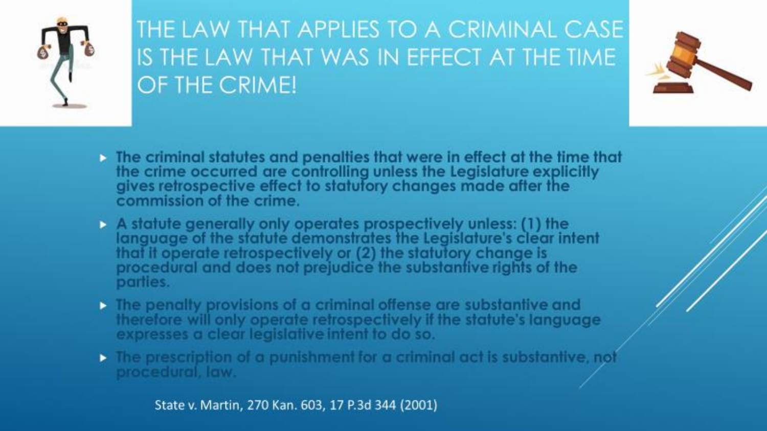# THE LAW THAT APPLIES TO A CRIMINAL CASE IS THE LAW THAT WAS IN EFFECT AT THE TIME OF THE CRIME!

- **The criminal statutes and penalties that were in effect at the time that the crime occurred are controlling unless the Legislature explicitly gives retrospective effect to statutory changes made after the commission of the crime.**
- **A statute generally only operates prospectively unless: (1) the language of the statute demonstrates the Legislature's clear intent that it operate retrospectively or (2) the statutory change is procedural and does not prejudice the substantive rights of the parties.**
- **The penalty provisions of a criminal offense are substantive and therefore will only operate retrospectively if the statute's language expresses a clear legislative intent to do so.**
- **The prescription of a punishment for a criminal act is substantive, not procedural, law.**

State v. Martin, 270 Kan. 603, 17 P.3d 344 (2001)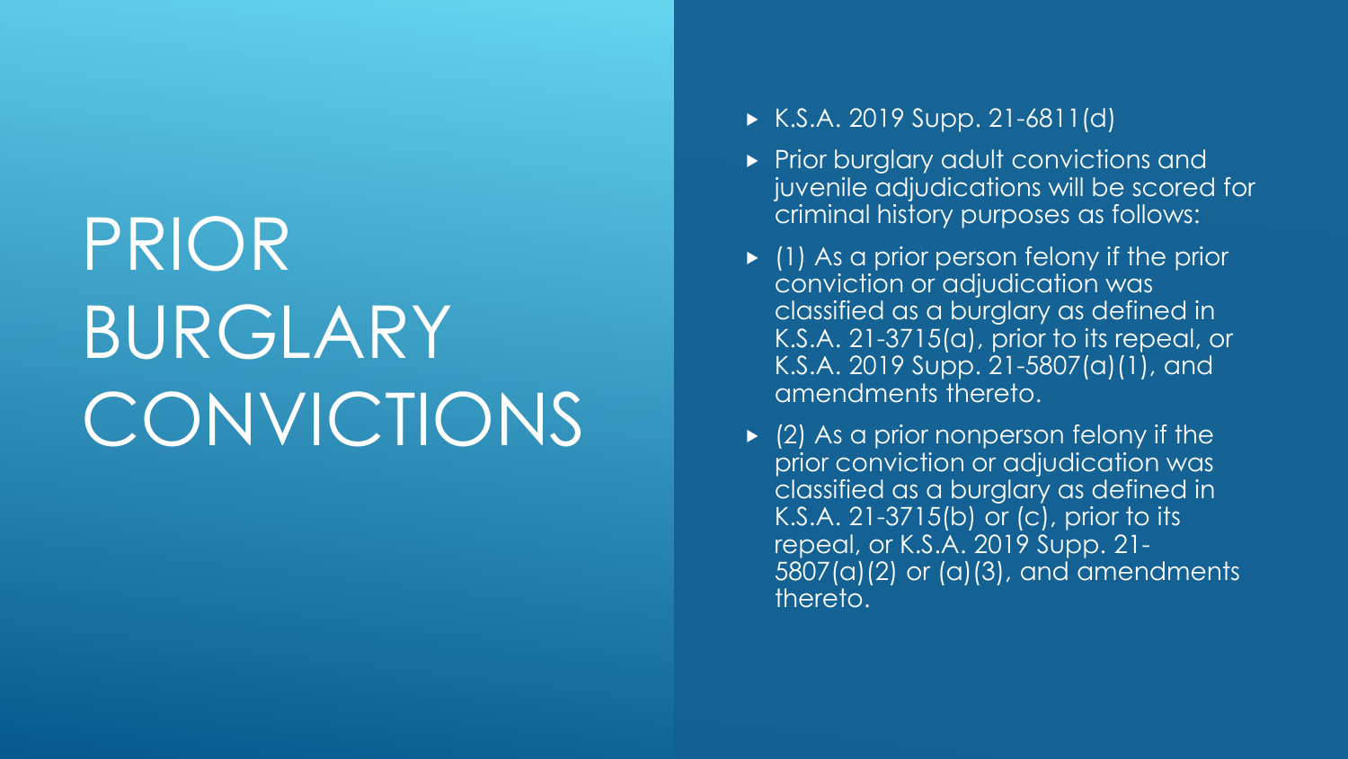# PRIOR BURGLARY CONVICTIONS

- K.S.A. 2019 Supp. 21-6811(d)
- Prior burglary adult convictions and juvenile adjudications will be scored for criminal history purposes as follows:
- (1) As a prior person felony if the prior conviction or adjudication was classified as a burglary as defined in K.S.A. 21-3715(a), prior to its repeal, or K.S.A. 2019 Supp. 21-5807(a)(1), and amendments thereto.
- (2) As a prior nonperson felony if the prior conviction or adjudication was classified as a burglary as defined in K.S.A. 21-3715(b) or (c), prior to its repeal, or K.S.A. 2019 Supp. 21-5807(a)(2) or (a)(3), and amendments thereto.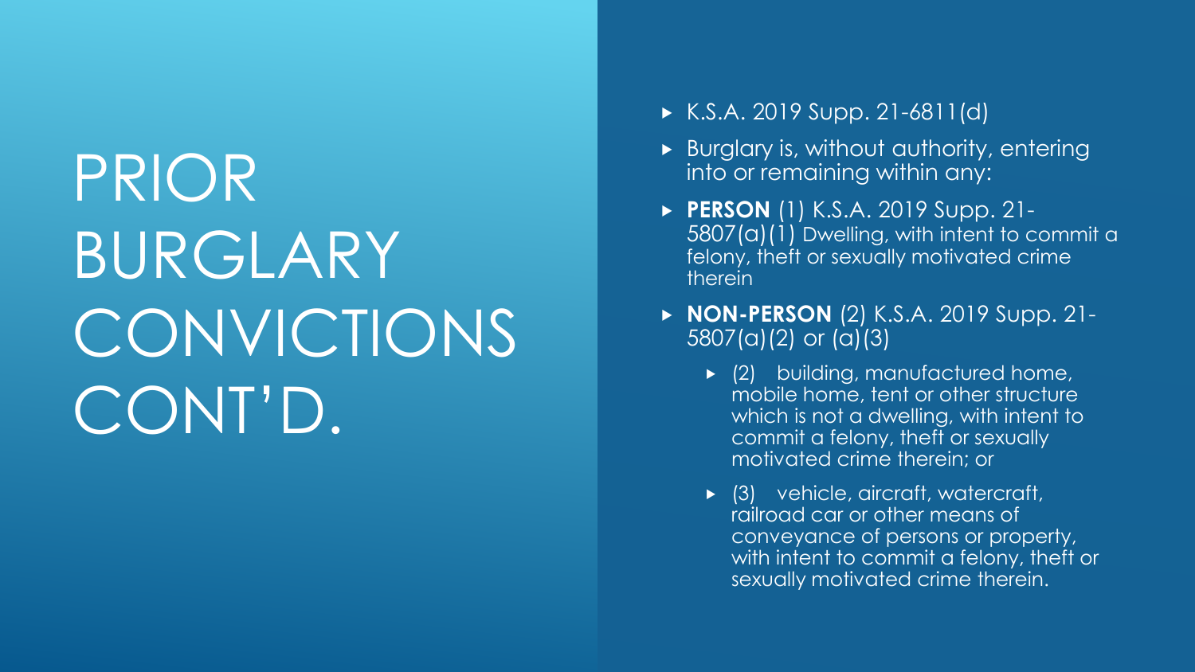# PRIOR BURGLARY CONVICTIONS CONT'D.

- K.S.A. 2019 Supp. 21-6811(d)
- Burglary is, without authority, entering into or remaining within any:
- **PERSON** (1) K.S.A. 2019 Supp. 21-5807(a)(1) Dwelling, with intent to commit a felony, theft or sexually motivated crime therein
- **NON-PERSON** (2) K.S.A. 2019 Supp. 21-5807(a)(2) or (a)(3)
  - (2) building, manufactured home, mobile home, tent or other structure which is not a dwelling, with intent to commit a felony, theft or sexually motivated crime therein; or
  - (3) vehicle, aircraft, watercraft, railroad car or other means of conveyance of persons or property, with intent to commit a felony, theft or sexually motivated crime therein.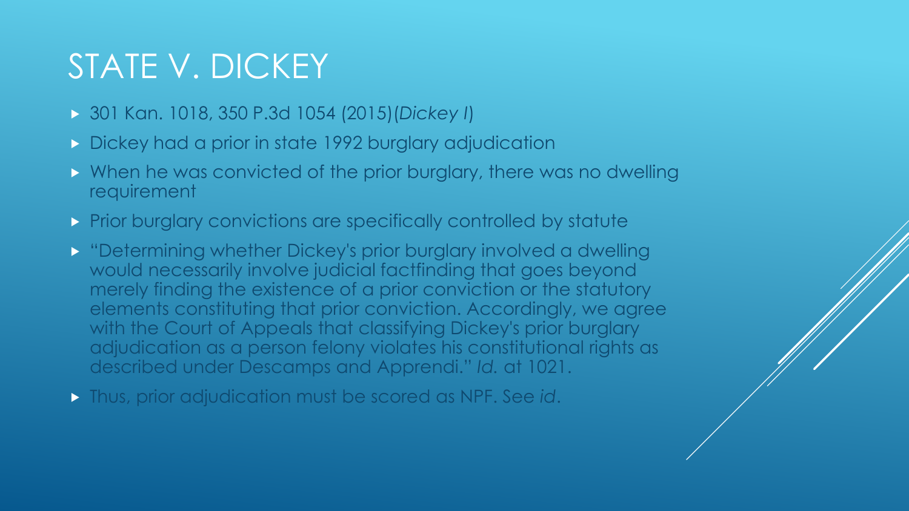# STATE V. DICKEY

- 301 Kan. 1018, 350 P.3d 1054 (2015)(*Dickey I*)
- Dickey had a prior in state 1992 burglary adjudication
- When he was convicted of the prior burglary, there was no dwelling requirement
- Prior burglary convictions are specifically controlled by statute
- "Determining whether Dickey's prior burglary involved a dwelling would necessarily involve judicial factfinding that goes beyond merely finding the existence of a prior conviction or the statutory elements constituting that prior conviction. Accordingly, we agree with the Court of Appeals that classifying Dickey's prior burglary adjudication as a person felony violates his constitutional rights as described under Descamps and Apprendi." *Id.* at 1021.
- Thus, prior adjudication must be scored as NPF. See *id*.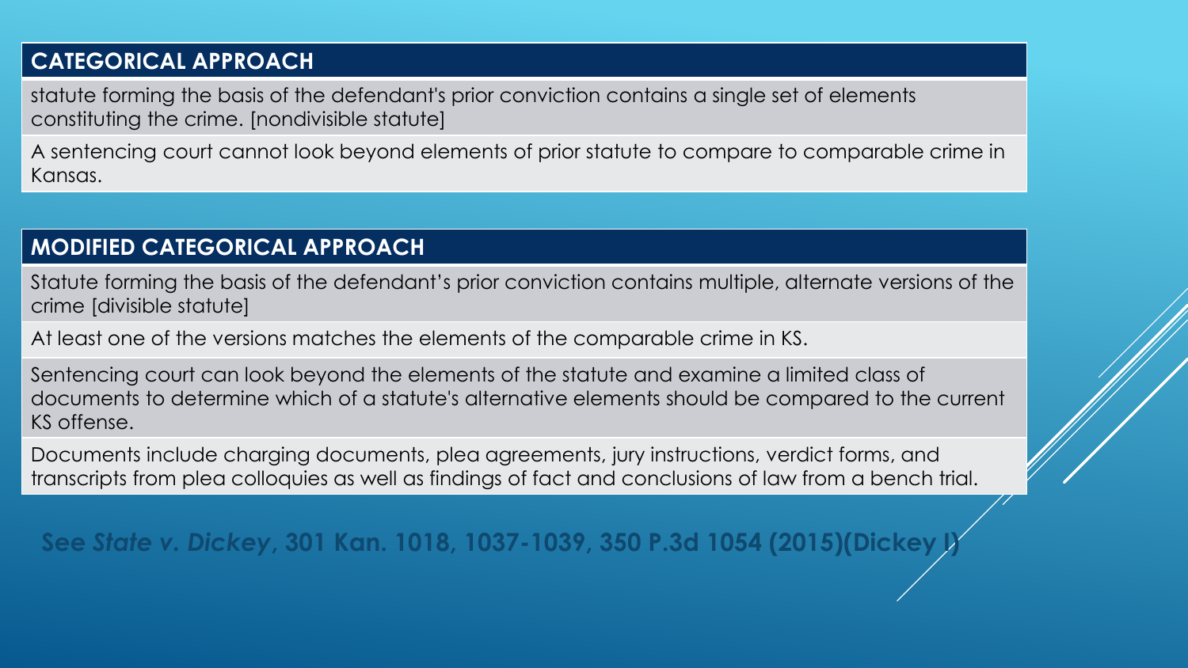## CATEGORICAL APPROACH

statute forming the basis of the defendant's prior conviction contains a single set of elements constituting the crime. [nondivisible statute]

A sentencing court cannot look beyond elements of prior statute to compare to comparable crime in Kansas.

## MODIFIED CATEGORICAL APPROACH

Statute forming the basis of the defendant's prior conviction contains multiple, alternate versions of the crime [divisible statute]

At least one of the versions matches the elements of the comparable crime in KS.

Sentencing court can look beyond the elements of the statute and examine a limited class of documents to determine which of a statute's alternative elements should be compared to the current KS offense.

Documents include charging documents, plea agreements, jury instructions, verdict forms, and transcripts from plea colloquies as well as findings of fact and conclusions of law from a bench trial.

**See *State v. Dickey*, 301 Kan. 1018, 1037-1039, 350 P.3d 1054 (2015)(Dickey I)**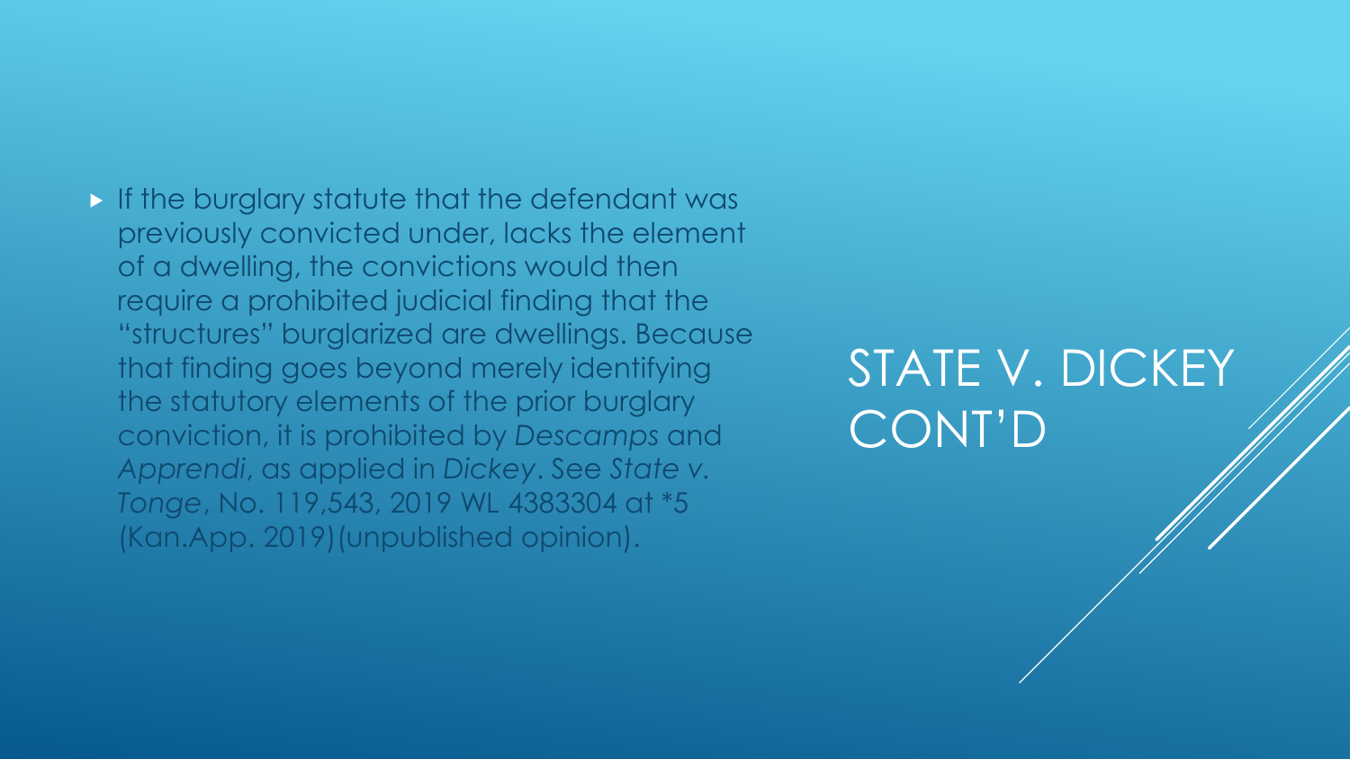# STATE V. DICKEY CONT'D

- If the burglary statute that the defendant was previously convicted under, lacks the element of a dwelling, the convictions would then require a prohibited judicial finding that the "structures" burglarized are dwellings. Because that finding goes beyond merely identifying the statutory elements of the prior burglary conviction, it is prohibited by *Descamps* and *Apprendi*, as applied in *Dickey*. See *State v. Tonge*, No. 119,543, 2019 WL 4383304 at *5 (Kan.App. 2019)(unpublished opinion).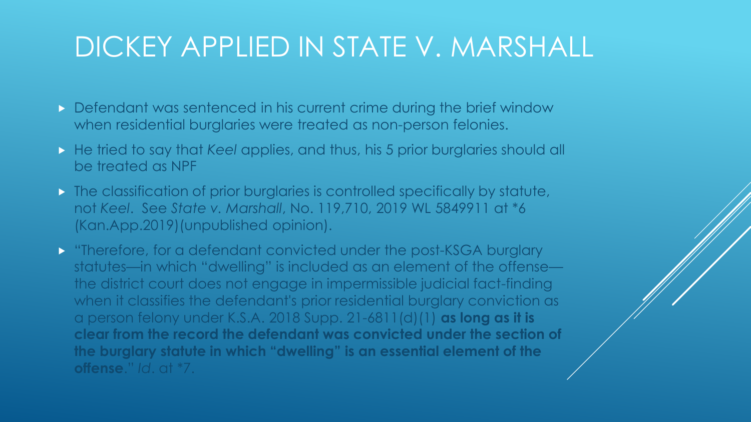# DICKEY APPLIED IN STATE V. MARSHALL

- Defendant was sentenced in his current crime during the brief window when residential burglaries were treated as non-person felonies.
- He tried to say that *Keel* applies, and thus, his 5 prior burglaries should all be treated as NPF
- The classification of prior burglaries is controlled specifically by statute, not *Keel*. See *State v. Marshall*, No. 119,710, 2019 WL 5849911 at *6 (Kan.App.2019)(unpublished opinion).
- "Therefore, for a defendant convicted under the post-KSGA burglary statutes—in which "dwelling" is included as an element of the offense—the district court does not engage in impermissible judicial fact-finding when it classifies the defendant's prior residential burglary conviction as a person felony under K.S.A. 2018 Supp. 21-6811(d)(1) **as long as it is clear from the record the defendant was convicted under the section of the burglary statute in which "dwelling" is an essential element of the offense**." *Id*. at *7.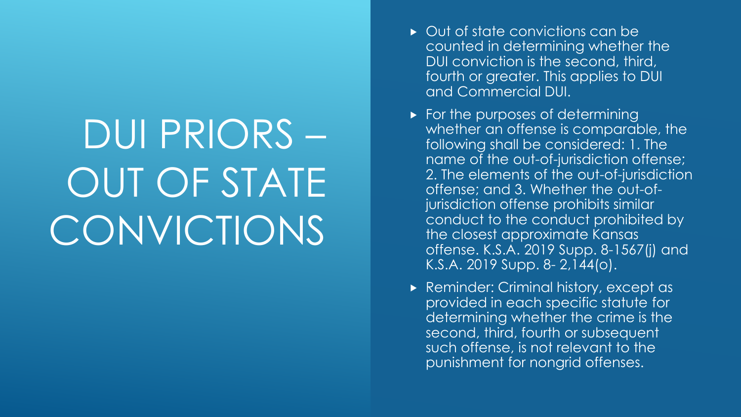# DUI PRIORS – OUT OF STATE CONVICTIONS

- Out of state convictions can be counted in determining whether the DUI conviction is the second, third, fourth or greater. This applies to DUI and Commercial DUI.
- For the purposes of determining whether an offense is comparable, the following shall be considered: 1. The name of the out-of-jurisdiction offense; 2. The elements of the out-of-jurisdiction offense; and 3. Whether the out-of-jurisdiction offense prohibits similar conduct to the conduct prohibited by the closest approximate Kansas offense. K.S.A. 2019 Supp. 8-1567(j) and K.S.A. 2019 Supp. 8- 2,144(o).
- Reminder: Criminal history, except as provided in each specific statute for determining whether the crime is the second, third, fourth or subsequent such offense, is not relevant to the punishment for nongrid offenses.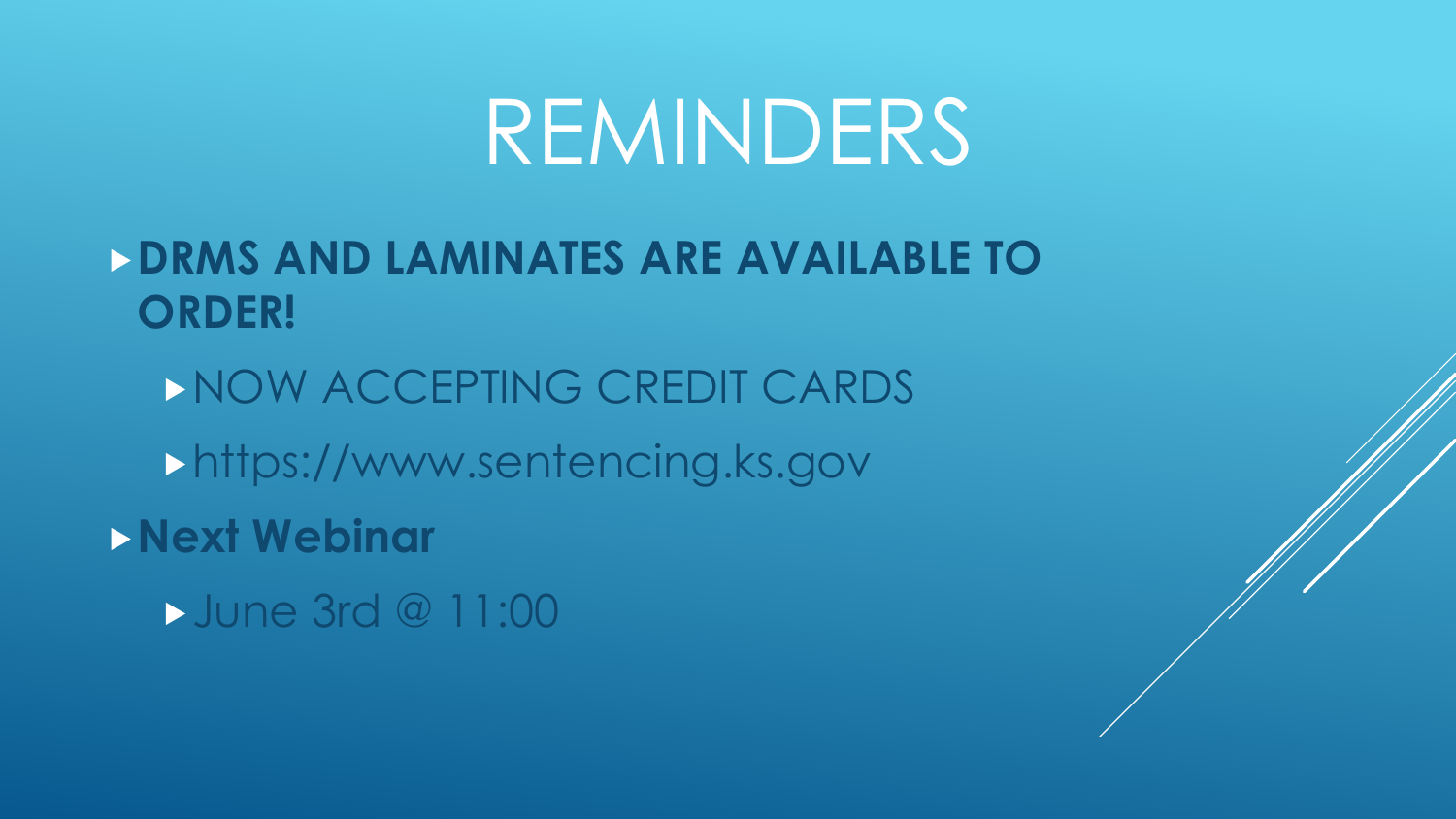# REMINDERS

- **DRMS AND LAMINATES ARE AVAILABLE TO ORDER!**
  - NOW ACCEPTING CREDIT CARDS
  - https://www.sentencing.ks.gov
- **Next Webinar**
  - June 3rd @ 11:00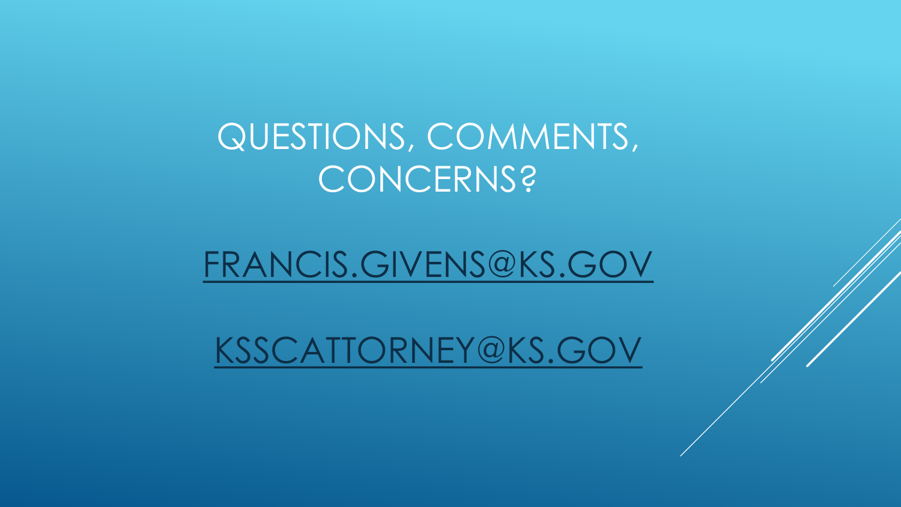# QUESTIONS, COMMENTS, CONCERNS?

FRANCIS.GIVENS@KS.GOV

KSSCATTORNEY@KS.GOV